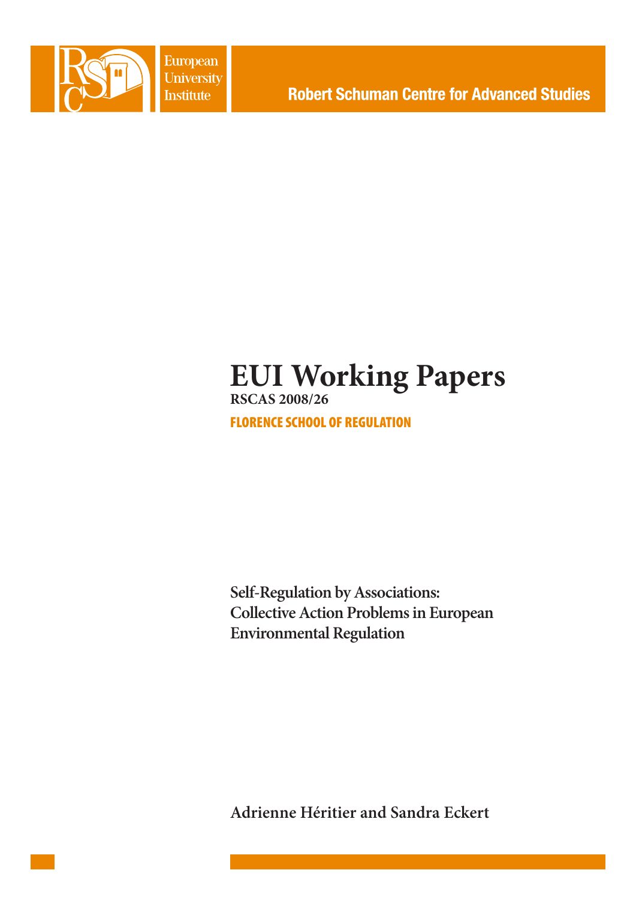European University Institute

Robert Schuman Centre for Advanced Studies

# EUI Working Papers

**RSCAS 2008/26**

**FLORENCE SCHOOL OF REGULATION**

**Self-Regulation by Associations: Collective Action Problems in European Environmental Regulation**

**Adrienne Héritier and Sandra Eckert**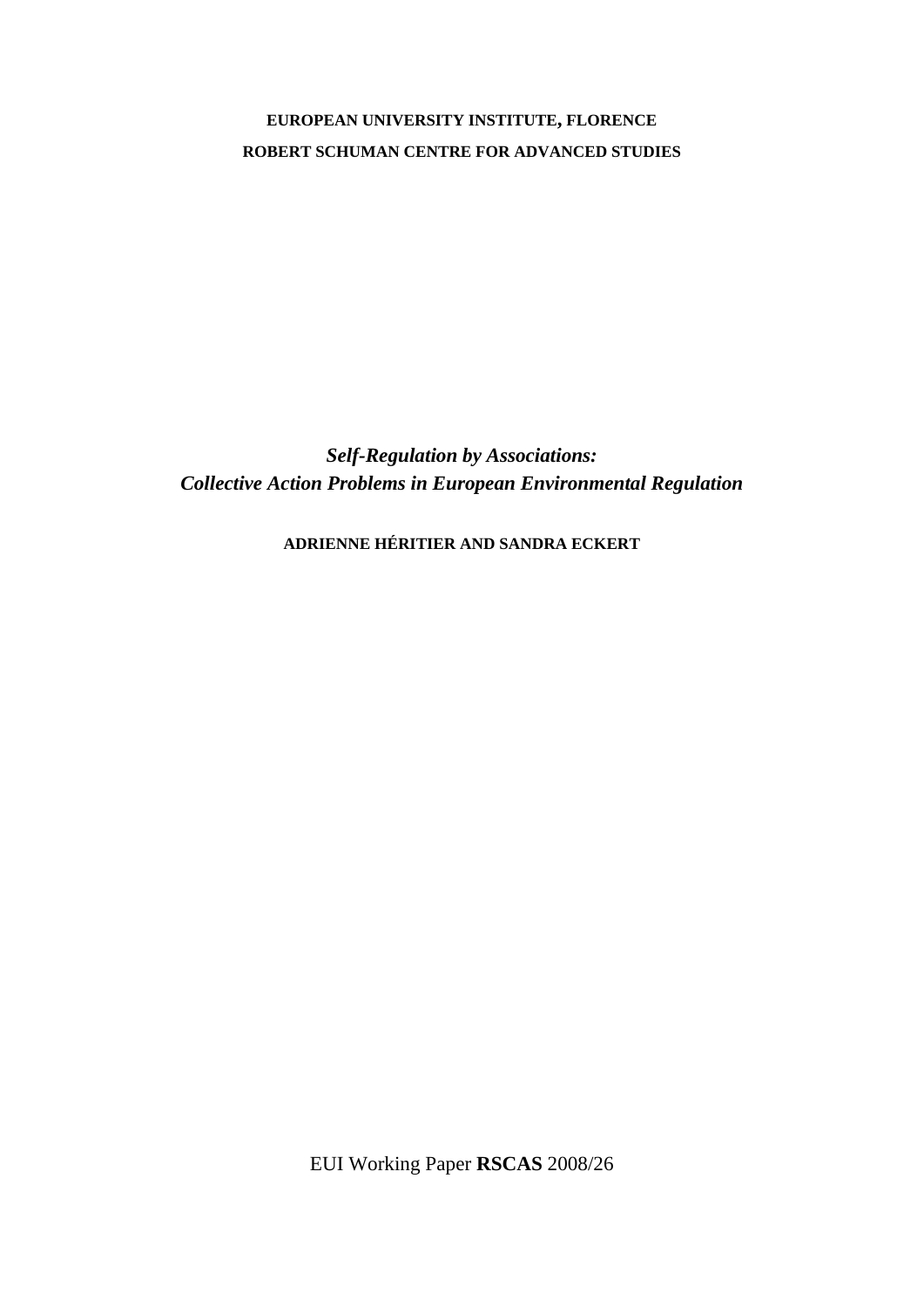**EUROPEAN UNIVERSITY INSTITUTE, FLORENCE**

**ROBERT SCHUMAN CENTRE FOR ADVANCED STUDIES**

# *Self-Regulation by Associations: Collective Action Problems in European Environmental Regulation*

**ADRIENNE HÉRITIER AND SANDRA ECKERT**

EUI Working Paper **RSCAS** 2008/26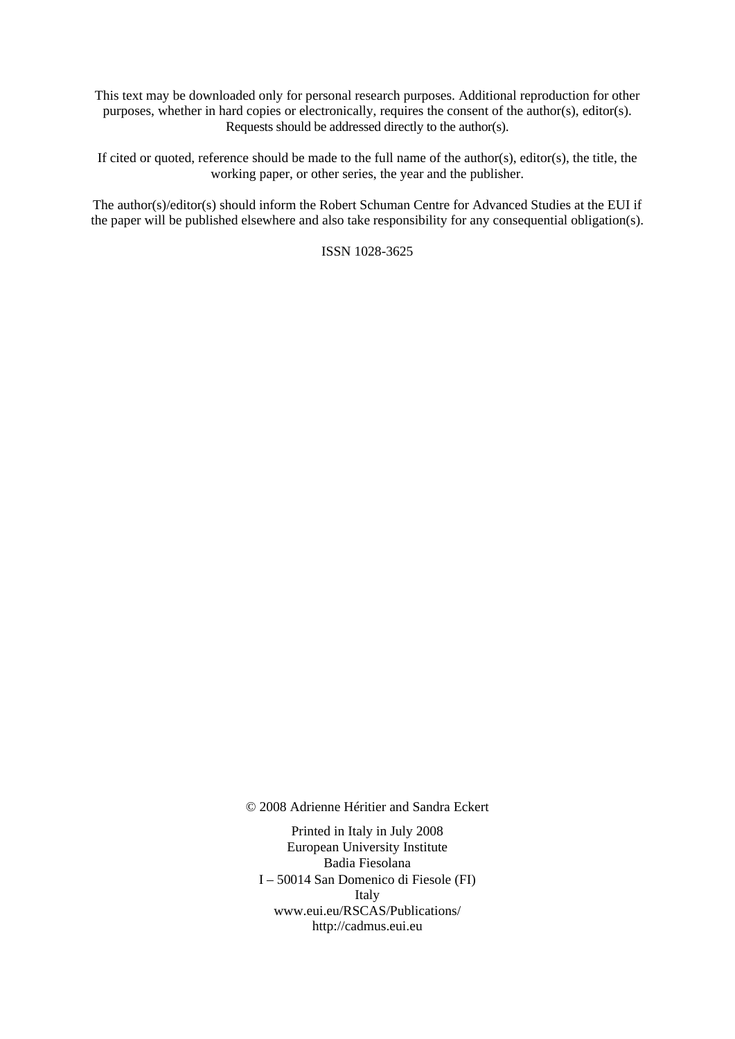This text may be downloaded only for personal research purposes. Additional reproduction for other purposes, whether in hard copies or electronically, requires the consent of the author(s), editor(s). Requests should be addressed directly to the author(s).

If cited or quoted, reference should be made to the full name of the author(s), editor(s), the title, the working paper, or other series, the year and the publisher.

The author(s)/editor(s) should inform the Robert Schuman Centre for Advanced Studies at the EUI if the paper will be published elsewhere and also take responsibility for any consequential obligation(s).

ISSN 1028-3625

© 2008 Adrienne Héritier and Sandra Eckert

Printed in Italy in July 2008
European University Institute
Badia Fiesolana
I – 50014 San Domenico di Fiesole (FI)
Italy
www.eui.eu/RSCAS/Publications/
http://cadmus.eui.eu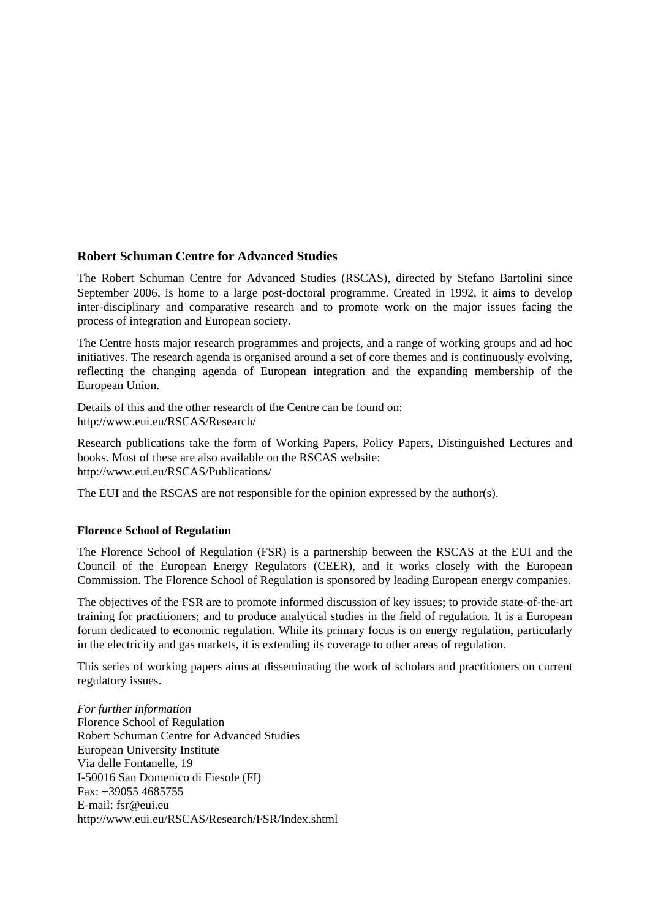## Robert Schuman Centre for Advanced Studies

The Robert Schuman Centre for Advanced Studies (RSCAS), directed by Stefano Bartolini since September 2006, is home to a large post-doctoral programme. Created in 1992, it aims to develop inter-disciplinary and comparative research and to promote work on the major issues facing the process of integration and European society.

The Centre hosts major research programmes and projects, and a range of working groups and ad hoc initiatives. The research agenda is organised around a set of core themes and is continuously evolving, reflecting the changing agenda of European integration and the expanding membership of the European Union.

Details of this and the other research of the Centre can be found on:
http://www.eui.eu/RSCAS/Research/

Research publications take the form of Working Papers, Policy Papers, Distinguished Lectures and books. Most of these are also available on the RSCAS website:
http://www.eui.eu/RSCAS/Publications/

The EUI and the RSCAS are not responsible for the opinion expressed by the author(s).

### Florence School of Regulation

The Florence School of Regulation (FSR) is a partnership between the RSCAS at the EUI and the Council of the European Energy Regulators (CEER), and it works closely with the European Commission. The Florence School of Regulation is sponsored by leading European energy companies.

The objectives of the FSR are to promote informed discussion of key issues; to provide state-of-the-art training for practitioners; and to produce analytical studies in the field of regulation. It is a European forum dedicated to economic regulation. While its primary focus is on energy regulation, particularly in the electricity and gas markets, it is extending its coverage to other areas of regulation.

This series of working papers aims at disseminating the work of scholars and practitioners on current regulatory issues.

*For further information*
Florence School of Regulation
Robert Schuman Centre for Advanced Studies
European University Institute
Via delle Fontanelle, 19
I-50016 San Domenico di Fiesole (FI)
Fax: +39055 4685755
E-mail: fsr@eui.eu
http://www.eui.eu/RSCAS/Research/FSR/Index.shtml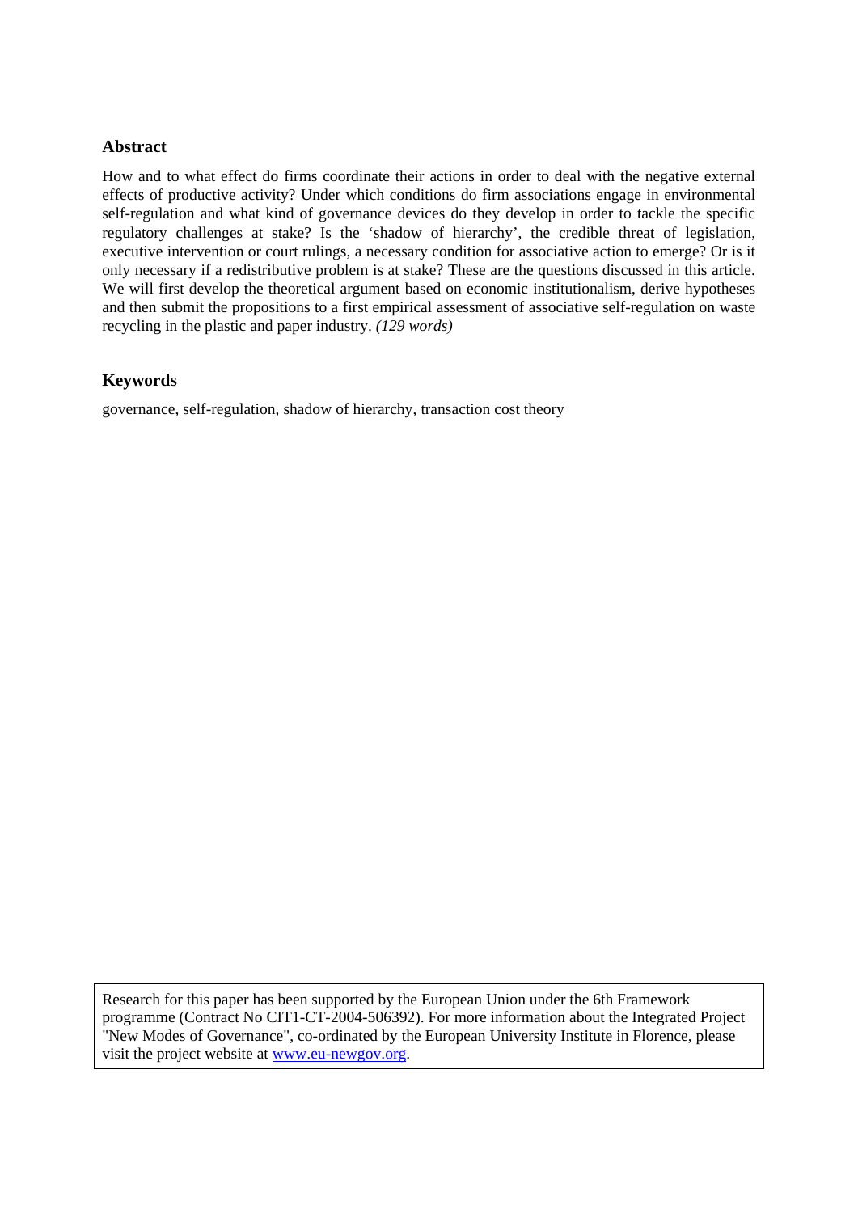## Abstract

How and to what effect do firms coordinate their actions in order to deal with the negative external effects of productive activity? Under which conditions do firm associations engage in environmental self-regulation and what kind of governance devices do they develop in order to tackle the specific regulatory challenges at stake? Is the 'shadow of hierarchy', the credible threat of legislation, executive intervention or court rulings, a necessary condition for associative action to emerge? Or is it only necessary if a redistributive problem is at stake? These are the questions discussed in this article. We will first develop the theoretical argument based on economic institutionalism, derive hypotheses and then submit the propositions to a first empirical assessment of associative self-regulation on waste recycling in the plastic and paper industry. *(129 words)*

## Keywords

governance, self-regulation, shadow of hierarchy, transaction cost theory

Research for this paper has been supported by the European Union under the 6th Framework programme (Contract No CIT1-CT-2004-506392). For more information about the Integrated Project "New Modes of Governance", co-ordinated by the European University Institute in Florence, please visit the project website at [www.eu-newgov.org](http://www.eu-newgov.org).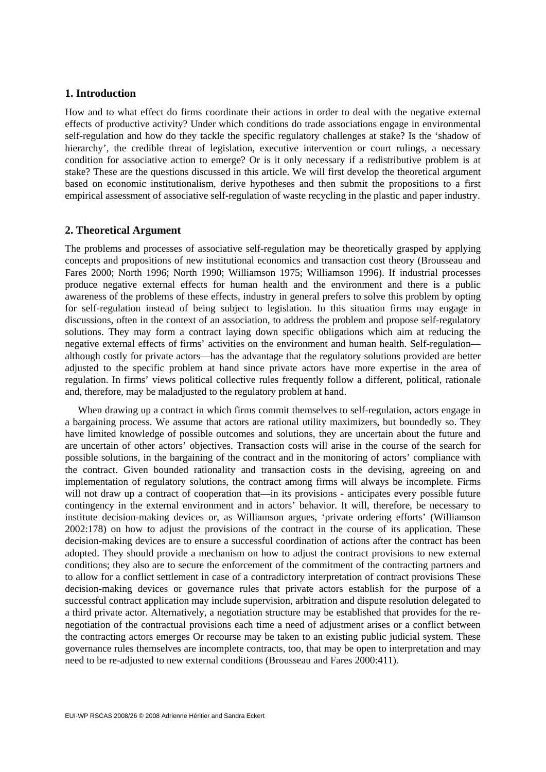## 1. Introduction

How and to what effect do firms coordinate their actions in order to deal with the negative external effects of productive activity? Under which conditions do trade associations engage in environmental self-regulation and how do they tackle the specific regulatory challenges at stake? Is the 'shadow of hierarchy', the credible threat of legislation, executive intervention or court rulings, a necessary condition for associative action to emerge? Or is it only necessary if a redistributive problem is at stake? These are the questions discussed in this article. We will first develop the theoretical argument based on economic institutionalism, derive hypotheses and then submit the propositions to a first empirical assessment of associative self-regulation of waste recycling in the plastic and paper industry.

## 2. Theoretical Argument

The problems and processes of associative self-regulation may be theoretically grasped by applying concepts and propositions of new institutional economics and transaction cost theory (Brousseau and Fares 2000; North 1996; North 1990; Williamson 1975; Williamson 1996). If industrial processes produce negative external effects for human health and the environment and there is a public awareness of the problems of these effects, industry in general prefers to solve this problem by opting for self-regulation instead of being subject to legislation. In this situation firms may engage in discussions, often in the context of an association, to address the problem and propose self-regulatory solutions. They may form a contract laying down specific obligations which aim at reducing the negative external effects of firms' activities on the environment and human health. Self-regulation—although costly for private actors—has the advantage that the regulatory solutions provided are better adjusted to the specific problem at hand since private actors have more expertise in the area of regulation. In firms' views political collective rules frequently follow a different, political, rationale and, therefore, may be maladjusted to the regulatory problem at hand.

When drawing up a contract in which firms commit themselves to self-regulation, actors engage in a bargaining process. We assume that actors are rational utility maximizers, but boundedly so. They have limited knowledge of possible outcomes and solutions, they are uncertain about the future and are uncertain of other actors' objectives. Transaction costs will arise in the course of the search for possible solutions, in the bargaining of the contract and in the monitoring of actors' compliance with the contract. Given bounded rationality and transaction costs in the devising, agreeing on and implementation of regulatory solutions, the contract among firms will always be incomplete. Firms will not draw up a contract of cooperation that—in its provisions - anticipates every possible future contingency in the external environment and in actors' behavior. It will, therefore, be necessary to institute decision-making devices or, as Williamson argues, 'private ordering efforts' (Williamson 2002:178) on how to adjust the provisions of the contract in the course of its application. These decision-making devices are to ensure a successful coordination of actions after the contract has been adopted. They should provide a mechanism on how to adjust the contract provisions to new external conditions; they also are to secure the enforcement of the commitment of the contracting partners and to allow for a conflict settlement in case of a contradictory interpretation of contract provisions These decision-making devices or governance rules that private actors establish for the purpose of a successful contract application may include supervision, arbitration and dispute resolution delegated to a third private actor. Alternatively, a negotiation structure may be established that provides for the re-negotiation of the contractual provisions each time a need of adjustment arises or a conflict between the contracting actors emerges Or recourse may be taken to an existing public judicial system. These governance rules themselves are incomplete contracts, too, that may be open to interpretation and may need to be re-adjusted to new external conditions (Brousseau and Fares 2000:411).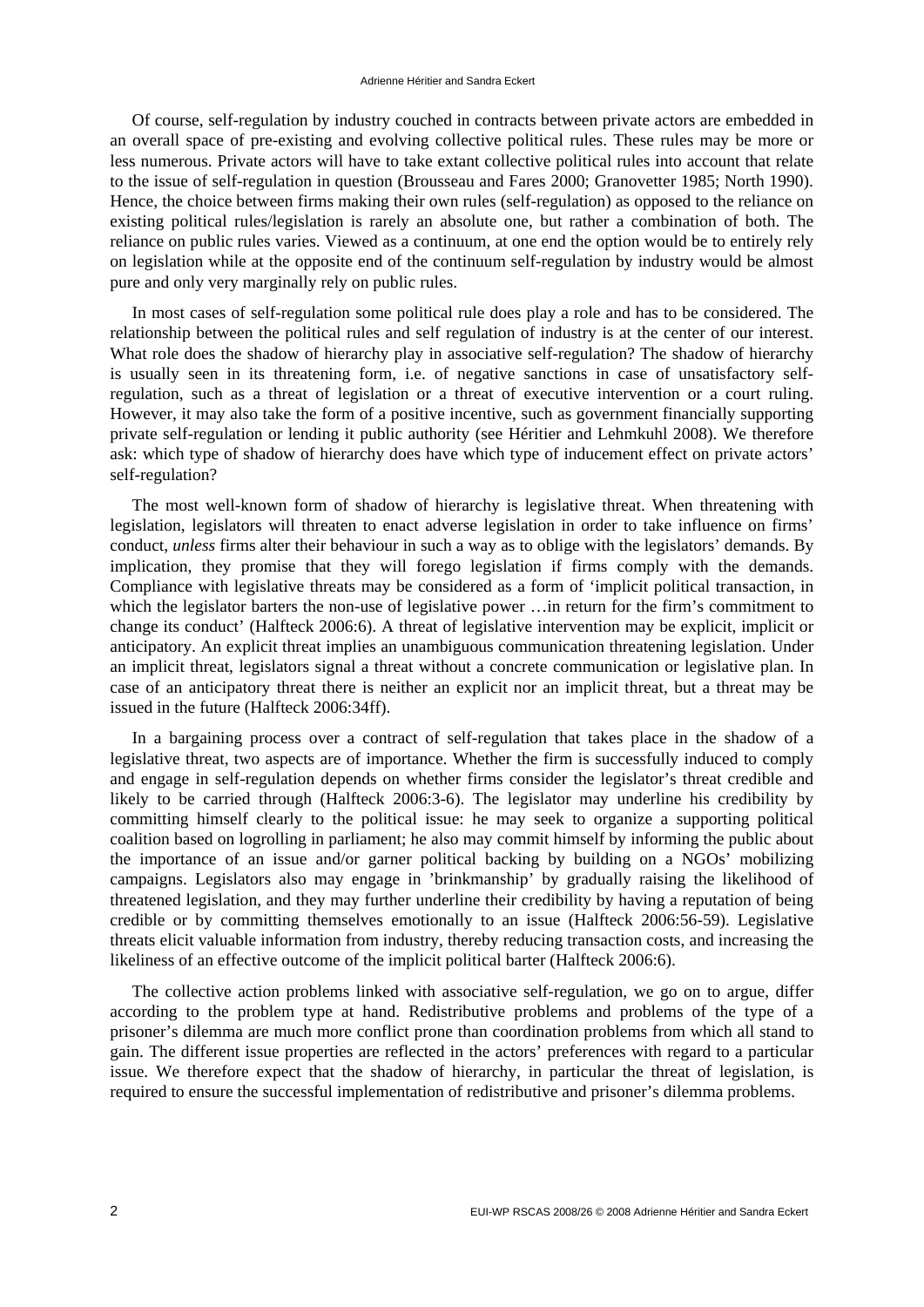Of course, self-regulation by industry couched in contracts between private actors are embedded in an overall space of pre-existing and evolving collective political rules. These rules may be more or less numerous. Private actors will have to take extant collective political rules into account that relate to the issue of self-regulation in question (Brousseau and Fares 2000; Granovetter 1985; North 1990). Hence, the choice between firms making their own rules (self-regulation) as opposed to the reliance on existing political rules/legislation is rarely an absolute one, but rather a combination of both. The reliance on public rules varies. Viewed as a continuum, at one end the option would be to entirely rely on legislation while at the opposite end of the continuum self-regulation by industry would be almost pure and only very marginally rely on public rules.

In most cases of self-regulation some political rule does play a role and has to be considered. The relationship between the political rules and self regulation of industry is at the center of our interest. What role does the shadow of hierarchy play in associative self-regulation? The shadow of hierarchy is usually seen in its threatening form, i.e. of negative sanctions in case of unsatisfactory self-regulation, such as a threat of legislation or a threat of executive intervention or a court ruling. However, it may also take the form of a positive incentive, such as government financially supporting private self-regulation or lending it public authority (see Héritier and Lehmkuhl 2008). We therefore ask: which type of shadow of hierarchy does have which type of inducement effect on private actors' self-regulation?

The most well-known form of shadow of hierarchy is legislative threat. When threatening with legislation, legislators will threaten to enact adverse legislation in order to take influence on firms' conduct, *unless* firms alter their behaviour in such a way as to oblige with the legislators' demands. By implication, they promise that they will forego legislation if firms comply with the demands. Compliance with legislative threats may be considered as a form of 'implicit political transaction, in which the legislator barters the non-use of legislative power …in return for the firm's commitment to change its conduct' (Halfteck 2006:6). A threat of legislative intervention may be explicit, implicit or anticipatory. An explicit threat implies an unambiguous communication threatening legislation. Under an implicit threat, legislators signal a threat without a concrete communication or legislative plan. In case of an anticipatory threat there is neither an explicit nor an implicit threat, but a threat may be issued in the future (Halfteck 2006:34ff).

In a bargaining process over a contract of self-regulation that takes place in the shadow of a legislative threat, two aspects are of importance. Whether the firm is successfully induced to comply and engage in self-regulation depends on whether firms consider the legislator's threat credible and likely to be carried through (Halfteck 2006:3-6). The legislator may underline his credibility by committing himself clearly to the political issue: he may seek to organize a supporting political coalition based on logrolling in parliament; he also may commit himself by informing the public about the importance of an issue and/or garner political backing by building on a NGOs' mobilizing campaigns. Legislators also may engage in 'brinkmanship' by gradually raising the likelihood of threatened legislation, and they may further underline their credibility by having a reputation of being credible or by committing themselves emotionally to an issue (Halfteck 2006:56-59). Legislative threats elicit valuable information from industry, thereby reducing transaction costs, and increasing the likeliness of an effective outcome of the implicit political barter (Halfteck 2006:6).

The collective action problems linked with associative self-regulation, we go on to argue, differ according to the problem type at hand. Redistributive problems and problems of the type of a prisoner's dilemma are much more conflict prone than coordination problems from which all stand to gain. The different issue properties are reflected in the actors' preferences with regard to a particular issue. We therefore expect that the shadow of hierarchy, in particular the threat of legislation, is required to ensure the successful implementation of redistributive and prisoner's dilemma problems.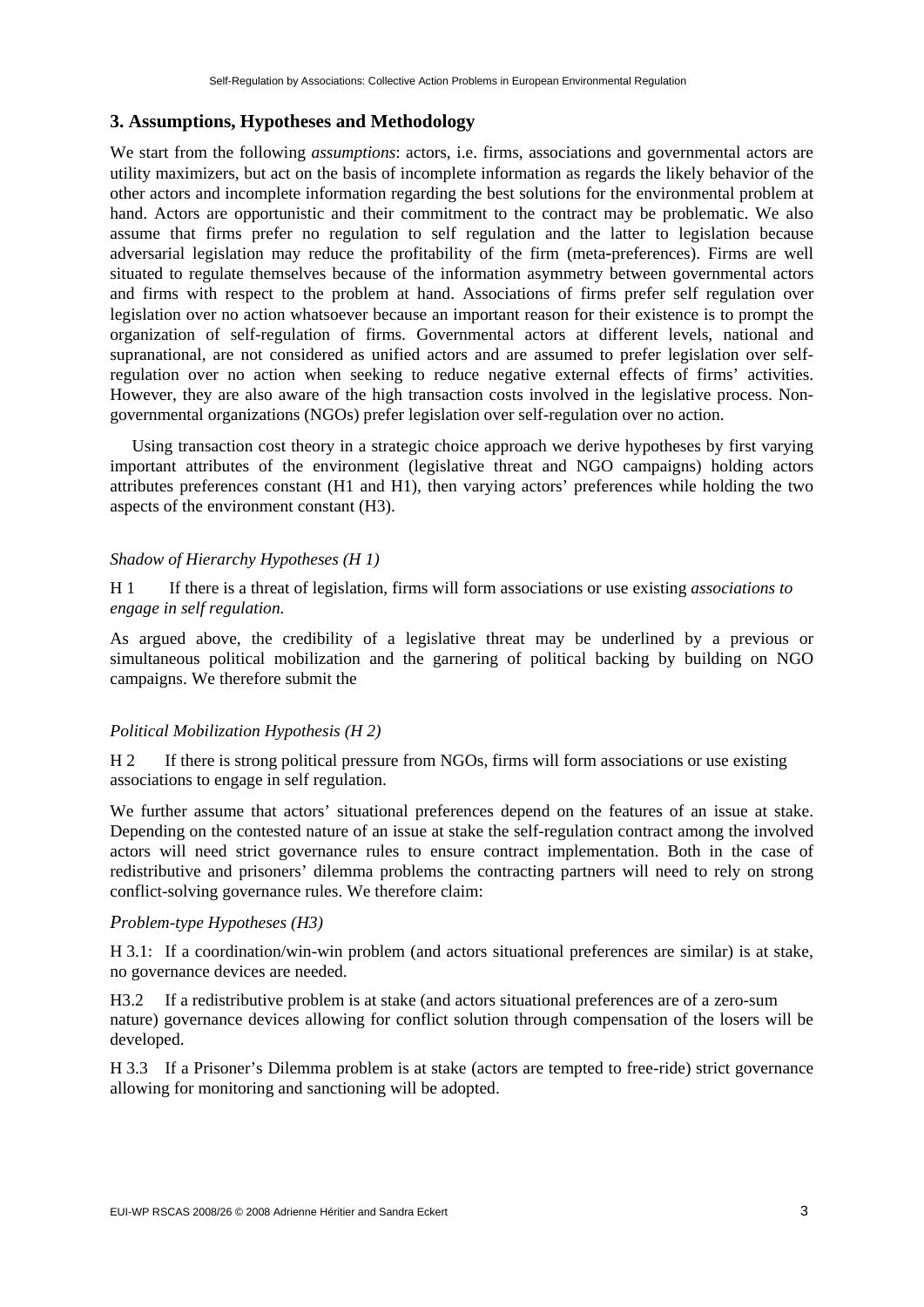## 3. Assumptions, Hypotheses and Methodology

We start from the following *assumptions*: actors, i.e. firms, associations and governmental actors are utility maximizers, but act on the basis of incomplete information as regards the likely behavior of the other actors and incomplete information regarding the best solutions for the environmental problem at hand. Actors are opportunistic and their commitment to the contract may be problematic. We also assume that firms prefer no regulation to self regulation and the latter to legislation because adversarial legislation may reduce the profitability of the firm (meta-preferences). Firms are well situated to regulate themselves because of the information asymmetry between governmental actors and firms with respect to the problem at hand. Associations of firms prefer self regulation over legislation over no action whatsoever because an important reason for their existence is to prompt the organization of self-regulation of firms. Governmental actors at different levels, national and supranational, are not considered as unified actors and are assumed to prefer legislation over self-regulation over no action when seeking to reduce negative external effects of firms' activities. However, they are also aware of the high transaction costs involved in the legislative process. Non-governmental organizations (NGOs) prefer legislation over self-regulation over no action.

Using transaction cost theory in a strategic choice approach we derive hypotheses by first varying important attributes of the environment (legislative threat and NGO campaigns) holding actors attributes preferences constant (H1 and H1), then varying actors' preferences while holding the two aspects of the environment constant (H3).

*Shadow of Hierarchy Hypotheses (H 1)*

H 1 If there is a threat of legislation, firms will form associations or use existing *associations to engage in self regulation.*

As argued above, the credibility of a legislative threat may be underlined by a previous or simultaneous political mobilization and the garnering of political backing by building on NGO campaigns. We therefore submit the

*Political Mobilization Hypothesis (H 2)*

H 2 If there is strong political pressure from NGOs, firms will form associations or use existing associations to engage in self regulation.

We further assume that actors' situational preferences depend on the features of an issue at stake. Depending on the contested nature of an issue at stake the self-regulation contract among the involved actors will need strict governance rules to ensure contract implementation. Both in the case of redistributive and prisoners' dilemma problems the contracting partners will need to rely on strong conflict-solving governance rules. We therefore claim:

*Problem-type Hypotheses (H3)*

H 3.1: If a coordination/win-win problem (and actors situational preferences are similar) is at stake, no governance devices are needed.

H3.2 If a redistributive problem is at stake (and actors situational preferences are of a zero-sum nature) governance devices allowing for conflict solution through compensation of the losers will be developed.

H 3.3 If a Prisoner's Dilemma problem is at stake (actors are tempted to free-ride) strict governance allowing for monitoring and sanctioning will be adopted.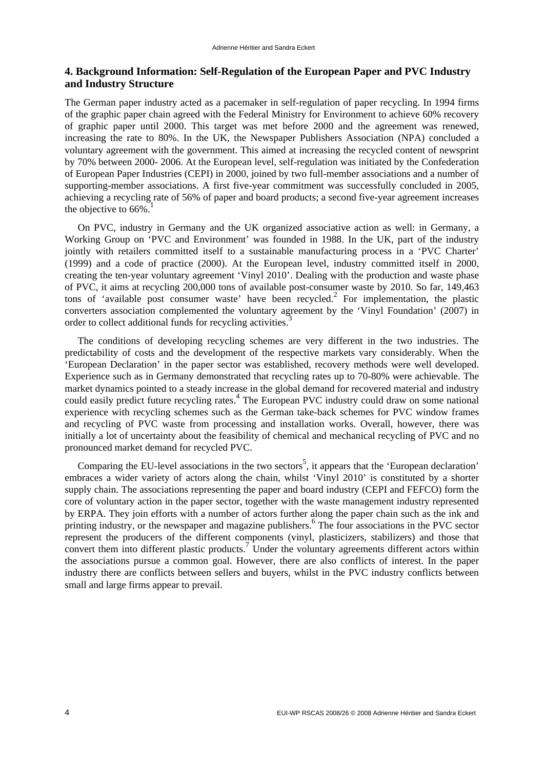## 4. Background Information: Self-Regulation of the European Paper and PVC Industry and Industry Structure

The German paper industry acted as a pacemaker in self-regulation of paper recycling. In 1994 firms of the graphic paper chain agreed with the Federal Ministry for Environment to achieve 60% recovery of graphic paper until 2000. This target was met before 2000 and the agreement was renewed, increasing the rate to 80%. In the UK, the Newspaper Publishers Association (NPA) concluded a voluntary agreement with the government. This aimed at increasing the recycled content of newsprint by 70% between 2000- 2006. At the European level, self-regulation was initiated by the Confederation of European Paper Industries (CEPI) in 2000, joined by two full-member associations and a number of supporting-member associations. A first five-year commitment was successfully concluded in 2005, achieving a recycling rate of 56% of paper and board products; a second five-year agreement increases the objective to 66%.[1]

On PVC, industry in Germany and the UK organized associative action as well: in Germany, a Working Group on 'PVC and Environment' was founded in 1988. In the UK, part of the industry jointly with retailers committed itself to a sustainable manufacturing process in a 'PVC Charter' (1999) and a code of practice (2000). At the European level, industry committed itself in 2000, creating the ten-year voluntary agreement 'Vinyl 2010'. Dealing with the production and waste phase of PVC, it aims at recycling 200,000 tons of available post-consumer waste by 2010. So far, 149,463 tons of 'available post consumer waste' have been recycled.[2] For implementation, the plastic converters association complemented the voluntary agreement by the 'Vinyl Foundation' (2007) in order to collect additional funds for recycling activities.[3]

The conditions of developing recycling schemes are very different in the two industries. The predictability of costs and the development of the respective markets vary considerably. When the 'European Declaration' in the paper sector was established, recovery methods were well developed. Experience such as in Germany demonstrated that recycling rates up to 70-80% were achievable. The market dynamics pointed to a steady increase in the global demand for recovered material and industry could easily predict future recycling rates.[4] The European PVC industry could draw on some national experience with recycling schemes such as the German take-back schemes for PVC window frames and recycling of PVC waste from processing and installation works. Overall, however, there was initially a lot of uncertainty about the feasibility of chemical and mechanical recycling of PVC and no pronounced market demand for recycled PVC.

Comparing the EU-level associations in the two sectors[5], it appears that the 'European declaration' embraces a wider variety of actors along the chain, whilst 'Vinyl 2010' is constituted by a shorter supply chain. The associations representing the paper and board industry (CEPI and FEFCO) form the core of voluntary action in the paper sector, together with the waste management industry represented by ERPA. They join efforts with a number of actors further along the paper chain such as the ink and printing industry, or the newspaper and magazine publishers.[6] The four associations in the PVC sector represent the producers of the different components (vinyl, plasticizers, stabilizers) and those that convert them into different plastic products.[7] Under the voluntary agreements different actors within the associations pursue a common goal. However, there are also conflicts of interest. In the paper industry there are conflicts between sellers and buyers, whilst in the PVC industry conflicts between small and large firms appear to prevail.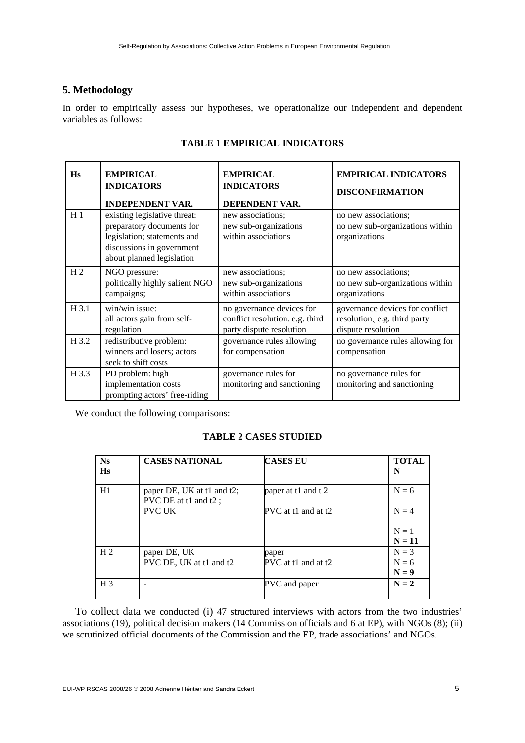## 5. Methodology

In order to empirically assess our hypotheses, we operationalize our independent and dependent variables as follows:

**TABLE 1 EMPIRICAL INDICATORS**

| Hs | EMPIRICAL INDICATORS<br>INDEPENDENT VAR. | EMPIRICAL INDICATORS<br>DEPENDENT VAR. | EMPIRICAL INDICATORS<br>DISCONFIRMATION |
|---|---|---|---|
| H 1 | existing legislative threat: preparatory documents for legislation; statements and discussions in government about planned legislation | new associations; new sub-organizations within associations | no new associations; no new sub-organizations within organizations |
| H 2 | NGO pressure: politically highly salient NGO campaigns; | new associations; new sub-organizations within associations | no new associations; no new sub-organizations within organizations |
| H 3.1 | win/win issue: all actors gain from self-regulation | no governance devices for conflict resolution. e.g. third party dispute resolution | governance devices for conflict resolution¸ e.g. third party dispute resolution |
| H 3.2 | redistributive problem: winners and losers; actors seek to shift costs | governance rules allowing for compensation | no governance rules allowing for compensation |
| H 3.3 | PD problem: high implementation costs prompting actors' free-riding | governance rules for monitoring and sanctioning | no governance rules for monitoring and sanctioning |

We conduct the following comparisons:

**TABLE 2 CASES STUDIED**

| Ns<br>Hs | CASES NATIONAL | CASES EU | TOTAL N |
|---|---|---|---|
| H1 | paper DE, UK at t1 and t2;<br>PVC DE at t1 and t2 ;<br>PVC UK | paper at t1 and t 2<br><br>PVC at t1 and at t2 | N = 6<br><br>N = 4<br><br>N = 1<br>**N = 11** |
| H 2 | paper DE, UK<br>PVC DE, UK at t1 and t2 | paper<br>PVC at t1 and at t2 | N = 3<br>N = 6<br>**N = 9** |
| H 3 | - | PVC and paper | **N = 2** |

To collect data we conducted (i) 47 structured interviews with actors from the two industries' associations (19), political decision makers (14 Commission officials and 6 at EP), with NGOs (8); (ii) we scrutinized official documents of the Commission and the EP, trade associations' and NGOs.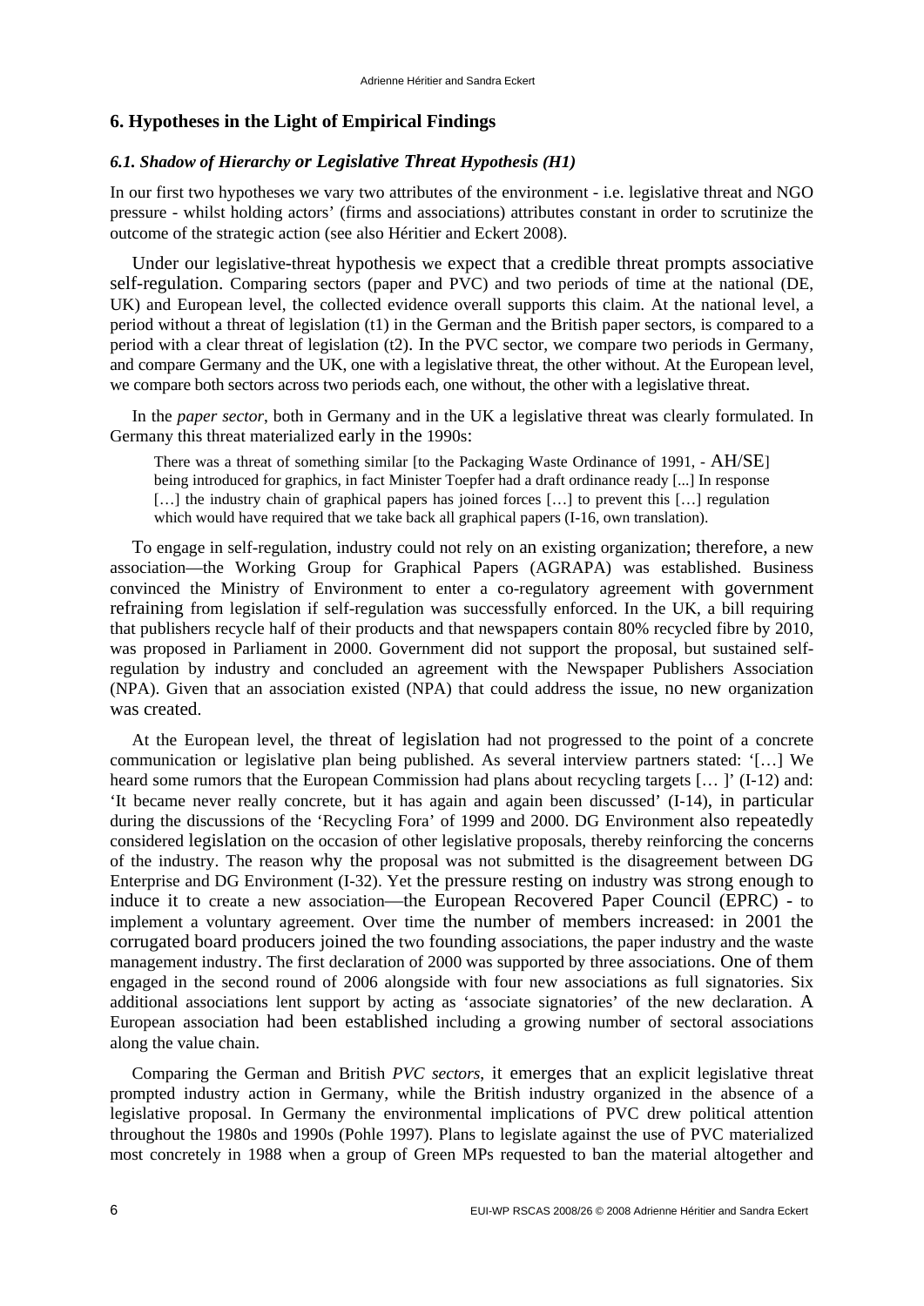## 6. Hypotheses in the Light of Empirical Findings

### *6.1. Shadow of Hierarchy or Legislative Threat Hypothesis (H1)*

In our first two hypotheses we vary two attributes of the environment - i.e. legislative threat and NGO pressure - whilst holding actors' (firms and associations) attributes constant in order to scrutinize the outcome of the strategic action (see also Héritier and Eckert 2008).

Under our legislative-threat hypothesis we expect that a credible threat prompts associative self-regulation. Comparing sectors (paper and PVC) and two periods of time at the national (DE, UK) and European level, the collected evidence overall supports this claim. At the national level, a period without a threat of legislation (t1) in the German and the British paper sectors, is compared to a period with a clear threat of legislation (t2). In the PVC sector, we compare two periods in Germany, and compare Germany and the UK, one with a legislative threat, the other without. At the European level, we compare both sectors across two periods each, one without, the other with a legislative threat.

In the *paper sector*, both in Germany and in the UK a legislative threat was clearly formulated. In Germany this threat materialized early in the 1990s:

> There was a threat of something similar [to the Packaging Waste Ordinance of 1991, - AH/SE] being introduced for graphics, in fact Minister Toepfer had a draft ordinance ready [...] In response […] the industry chain of graphical papers has joined forces […] to prevent this […] regulation which would have required that we take back all graphical papers (I-16, own translation).

To engage in self-regulation, industry could not rely on an existing organization; therefore, a new association—the Working Group for Graphical Papers (AGRAPA) was established. Business convinced the Ministry of Environment to enter a co-regulatory agreement with government refraining from legislation if self-regulation was successfully enforced. In the UK, a bill requiring that publishers recycle half of their products and that newspapers contain 80% recycled fibre by 2010, was proposed in Parliament in 2000. Government did not support the proposal, but sustained self-regulation by industry and concluded an agreement with the Newspaper Publishers Association (NPA). Given that an association existed (NPA) that could address the issue, no new organization was created.

At the European level, the threat of legislation had not progressed to the point of a concrete communication or legislative plan being published. As several interview partners stated: '[…] We heard some rumors that the European Commission had plans about recycling targets [… ]' (I-12) and: 'It became never really concrete, but it has again and again been discussed' (I-14), in particular during the discussions of the 'Recycling Fora' of 1999 and 2000. DG Environment also repeatedly considered legislation on the occasion of other legislative proposals, thereby reinforcing the concerns of the industry. The reason why the proposal was not submitted is the disagreement between DG Enterprise and DG Environment (I-32). Yet the pressure resting on industry was strong enough to induce it to create a new association—the European Recovered Paper Council (EPRC) - to implement a voluntary agreement. Over time the number of members increased: in 2001 the corrugated board producers joined the two founding associations, the paper industry and the waste management industry. The first declaration of 2000 was supported by three associations. One of them engaged in the second round of 2006 alongside with four new associations as full signatories. Six additional associations lent support by acting as 'associate signatories' of the new declaration. A European association had been established including a growing number of sectoral associations along the value chain.

Comparing the German and British *PVC sectors*, it emerges that an explicit legislative threat prompted industry action in Germany, while the British industry organized in the absence of a legislative proposal. In Germany the environmental implications of PVC drew political attention throughout the 1980s and 1990s (Pohle 1997). Plans to legislate against the use of PVC materialized most concretely in 1988 when a group of Green MPs requested to ban the material altogether and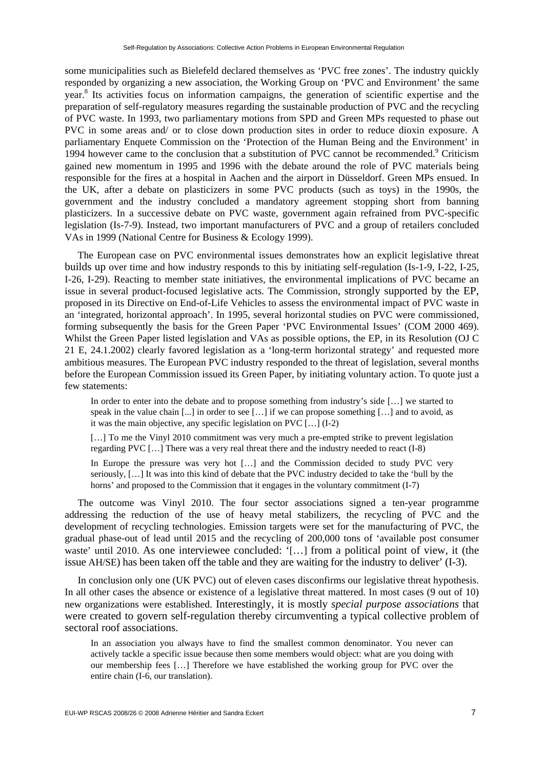some municipalities such as Bielefeld declared themselves as 'PVC free zones'. The industry quickly responded by organizing a new association, the Working Group on 'PVC and Environment' the same year.[8] Its activities focus on information campaigns, the generation of scientific expertise and the preparation of self-regulatory measures regarding the sustainable production of PVC and the recycling of PVC waste. In 1993, two parliamentary motions from SPD and Green MPs requested to phase out PVC in some areas and/ or to close down production sites in order to reduce dioxin exposure. A parliamentary Enquete Commission on the 'Protection of the Human Being and the Environment' in 1994 however came to the conclusion that a substitution of PVC cannot be recommended.[9] Criticism gained new momentum in 1995 and 1996 with the debate around the role of PVC materials being responsible for the fires at a hospital in Aachen and the airport in Düsseldorf. Green MPs ensued. In the UK, after a debate on plasticizers in some PVC products (such as toys) in the 1990s, the government and the industry concluded a mandatory agreement stopping short from banning plasticizers. In a successive debate on PVC waste, government again refrained from PVC-specific legislation (Is-7-9). Instead, two important manufacturers of PVC and a group of retailers concluded VAs in 1999 (National Centre for Business & Ecology 1999).

The European case on PVC environmental issues demonstrates how an explicit legislative threat builds up over time and how industry responds to this by initiating self-regulation (Is-1-9, I-22, I-25, I-26, I-29). Reacting to member state initiatives, the environmental implications of PVC became an issue in several product-focused legislative acts. The Commission, strongly supported by the EP, proposed in its Directive on End-of-Life Vehicles to assess the environmental impact of PVC waste in an 'integrated, horizontal approach'. In 1995, several horizontal studies on PVC were commissioned, forming subsequently the basis for the Green Paper 'PVC Environmental Issues' (COM 2000 469). Whilst the Green Paper listed legislation and VAs as possible options, the EP, in its Resolution (OJ C 21 E, 24.1.2002) clearly favored legislation as a 'long-term horizontal strategy' and requested more ambitious measures. The European PVC industry responded to the threat of legislation, several months before the European Commission issued its Green Paper, by initiating voluntary action. To quote just a few statements:

> In order to enter into the debate and to propose something from industry's side […] we started to speak in the value chain [...] in order to see […] if we can propose something […] and to avoid, as it was the main objective, any specific legislation on PVC […] (I-2)
>
> […] To me the Vinyl 2010 commitment was very much a pre-empted strike to prevent legislation regarding PVC […] There was a very real threat there and the industry needed to react (I-8)
>
> In Europe the pressure was very hot […] and the Commission decided to study PVC very seriously, […] It was into this kind of debate that the PVC industry decided to take the 'bull by the horns' and proposed to the Commission that it engages in the voluntary commitment (I-7)

The outcome was Vinyl 2010. The four sector associations signed a ten-year programme addressing the reduction of the use of heavy metal stabilizers, the recycling of PVC and the development of recycling technologies. Emission targets were set for the manufacturing of PVC, the gradual phase-out of lead until 2015 and the recycling of 200,000 tons of 'available post consumer waste' until 2010. As one interviewee concluded: '[…] from a political point of view, it (the issue AH/SE) has been taken off the table and they are waiting for the industry to deliver' (I-3).

In conclusion only one (UK PVC) out of eleven cases disconfirms our legislative threat hypothesis. In all other cases the absence or existence of a legislative threat mattered. In most cases (9 out of 10) new organizations were established. Interestingly, it is mostly *special purpose associations* that were created to govern self-regulation thereby circumventing a typical collective problem of sectoral roof associations.

> In an association you always have to find the smallest common denominator. You never can actively tackle a specific issue because then some members would object: what are you doing with our membership fees […] Therefore we have established the working group for PVC over the entire chain (I-6, our translation).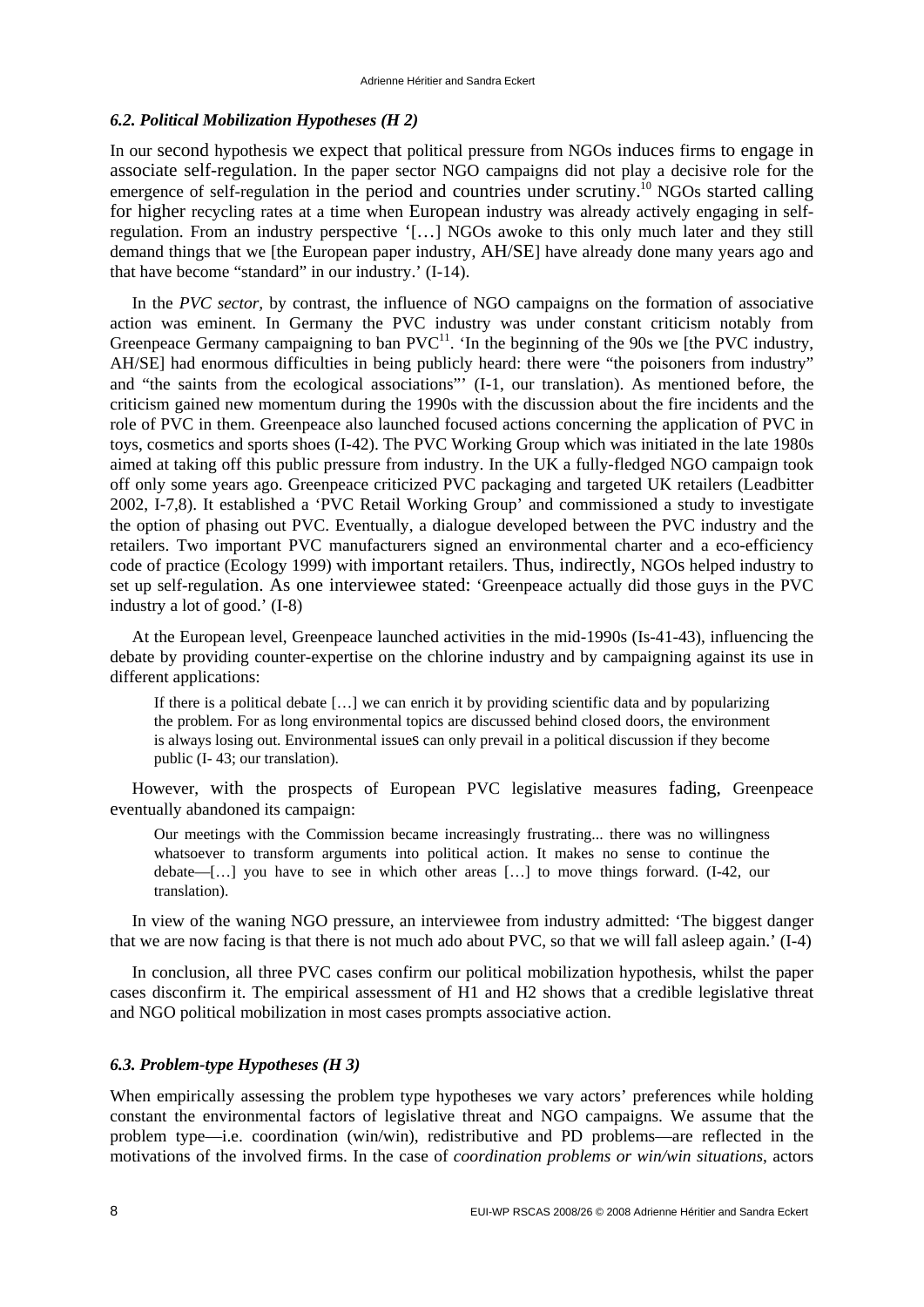### *6.2. Political Mobilization Hypotheses (H 2)*

In our second hypothesis we expect that political pressure from NGOs induces firms to engage in associate self-regulation. In the paper sector NGO campaigns did not play a decisive role for the emergence of self-regulation in the period and countries under scrutiny.[10] NGOs started calling for higher recycling rates at a time when European industry was already actively engaging in self-regulation. From an industry perspective '[…] NGOs awoke to this only much later and they still demand things that we [the European paper industry, AH/SE] have already done many years ago and that have become "standard" in our industry.' (I-14).

In the *PVC sector*, by contrast, the influence of NGO campaigns on the formation of associative action was eminent. In Germany the PVC industry was under constant criticism notably from Greenpeace Germany campaigning to ban PVC[11]. 'In the beginning of the 90s we [the PVC industry, AH/SE] had enormous difficulties in being publicly heard: there were "the poisoners from industry" and "the saints from the ecological associations"' (I-1, our translation). As mentioned before, the criticism gained new momentum during the 1990s with the discussion about the fire incidents and the role of PVC in them. Greenpeace also launched focused actions concerning the application of PVC in toys, cosmetics and sports shoes (I-42). The PVC Working Group which was initiated in the late 1980s aimed at taking off this public pressure from industry. In the UK a fully-fledged NGO campaign took off only some years ago. Greenpeace criticized PVC packaging and targeted UK retailers (Leadbitter 2002, I-7,8). It established a 'PVC Retail Working Group' and commissioned a study to investigate the option of phasing out PVC. Eventually, a dialogue developed between the PVC industry and the retailers. Two important PVC manufacturers signed an environmental charter and a eco-efficiency code of practice (Ecology 1999) with important retailers. Thus, indirectly, NGOs helped industry to set up self-regulation. As one interviewee stated: 'Greenpeace actually did those guys in the PVC industry a lot of good.' (I-8)

At the European level, Greenpeace launched activities in the mid-1990s (Is-41-43), influencing the debate by providing counter-expertise on the chlorine industry and by campaigning against its use in different applications:

> If there is a political debate […] we can enrich it by providing scientific data and by popularizing the problem. For as long environmental topics are discussed behind closed doors, the environment is always losing out. Environmental issues can only prevail in a political discussion if they become public (I- 43; our translation).

However, with the prospects of European PVC legislative measures fading, Greenpeace eventually abandoned its campaign:

> Our meetings with the Commission became increasingly frustrating... there was no willingness whatsoever to transform arguments into political action. It makes no sense to continue the debate—[…] you have to see in which other areas […] to move things forward. (I-42, our translation).

In view of the waning NGO pressure, an interviewee from industry admitted: 'The biggest danger that we are now facing is that there is not much ado about PVC, so that we will fall asleep again.' (I-4)

In conclusion, all three PVC cases confirm our political mobilization hypothesis, whilst the paper cases disconfirm it. The empirical assessment of H1 and H2 shows that a credible legislative threat and NGO political mobilization in most cases prompts associative action.

### *6.3. Problem-type Hypotheses (H 3)*

When empirically assessing the problem type hypotheses we vary actors' preferences while holding constant the environmental factors of legislative threat and NGO campaigns. We assume that the problem type—i.e. coordination (win/win), redistributive and PD problems—are reflected in the motivations of the involved firms. In the case of *coordination problems or win/win situations*, actors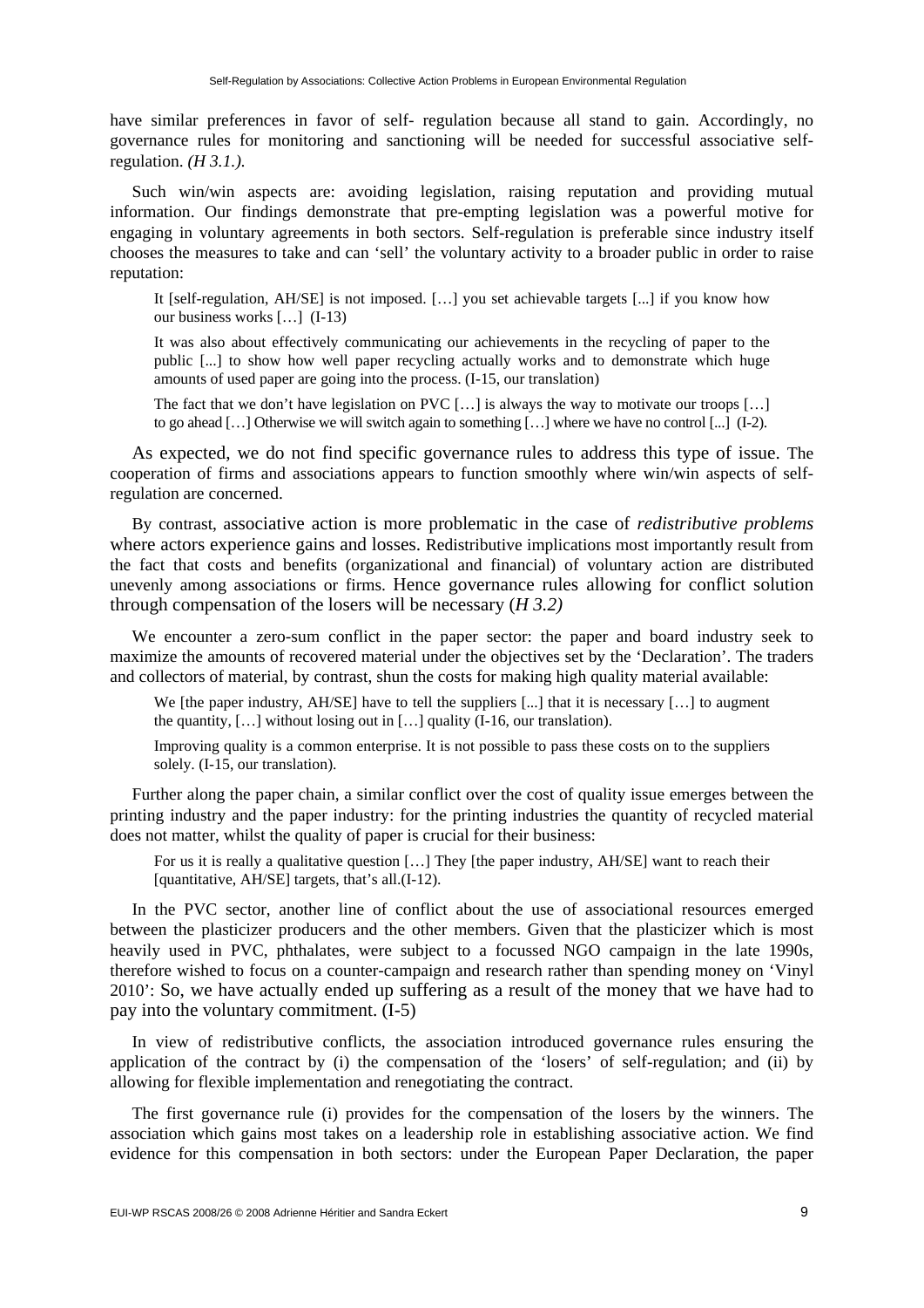have similar preferences in favor of self- regulation because all stand to gain. Accordingly, no governance rules for monitoring and sanctioning will be needed for successful associative self-regulation. *(H 3.1.).*

Such win/win aspects are: avoiding legislation, raising reputation and providing mutual information. Our findings demonstrate that pre-empting legislation was a powerful motive for engaging in voluntary agreements in both sectors. Self-regulation is preferable since industry itself chooses the measures to take and can 'sell' the voluntary activity to a broader public in order to raise reputation:

> It [self-regulation, AH/SE] is not imposed. […] you set achievable targets [...] if you know how our business works […] (I-13)
>
> It was also about effectively communicating our achievements in the recycling of paper to the public [...] to show how well paper recycling actually works and to demonstrate which huge amounts of used paper are going into the process. (I-15, our translation)
>
> The fact that we don't have legislation on PVC […] is always the way to motivate our troops […] to go ahead […] Otherwise we will switch again to something […] where we have no control [...] (I-2).

As expected, we do not find specific governance rules to address this type of issue. The cooperation of firms and associations appears to function smoothly where win/win aspects of self-regulation are concerned.

By contrast, associative action is more problematic in the case of *redistributive problems* where actors experience gains and losses. Redistributive implications most importantly result from the fact that costs and benefits (organizational and financial) of voluntary action are distributed unevenly among associations or firms. Hence governance rules allowing for conflict solution through compensation of the losers will be necessary (*H 3.2)*

We encounter a zero-sum conflict in the paper sector: the paper and board industry seek to maximize the amounts of recovered material under the objectives set by the 'Declaration'. The traders and collectors of material, by contrast, shun the costs for making high quality material available:

> We [the paper industry, AH/SE] have to tell the suppliers [...] that it is necessary […] to augment the quantity, […] without losing out in […] quality (I-16, our translation).
>
> Improving quality is a common enterprise. It is not possible to pass these costs on to the suppliers solely. (I-15, our translation).

Further along the paper chain, a similar conflict over the cost of quality issue emerges between the printing industry and the paper industry: for the printing industries the quantity of recycled material does not matter, whilst the quality of paper is crucial for their business:

> For us it is really a qualitative question […] They [the paper industry, AH/SE] want to reach their [quantitative, AH/SE] targets, that's all.(I-12).

In the PVC sector, another line of conflict about the use of associational resources emerged between the plasticizer producers and the other members. Given that the plasticizer which is most heavily used in PVC, phthalates, were subject to a focussed NGO campaign in the late 1990s, therefore wished to focus on a counter-campaign and research rather than spending money on 'Vinyl 2010': So, we have actually ended up suffering as a result of the money that we have had to pay into the voluntary commitment. (I-5)

In view of redistributive conflicts, the association introduced governance rules ensuring the application of the contract by (i) the compensation of the 'losers' of self-regulation; and (ii) by allowing for flexible implementation and renegotiating the contract.

The first governance rule (i) provides for the compensation of the losers by the winners. The association which gains most takes on a leadership role in establishing associative action. We find evidence for this compensation in both sectors: under the European Paper Declaration, the paper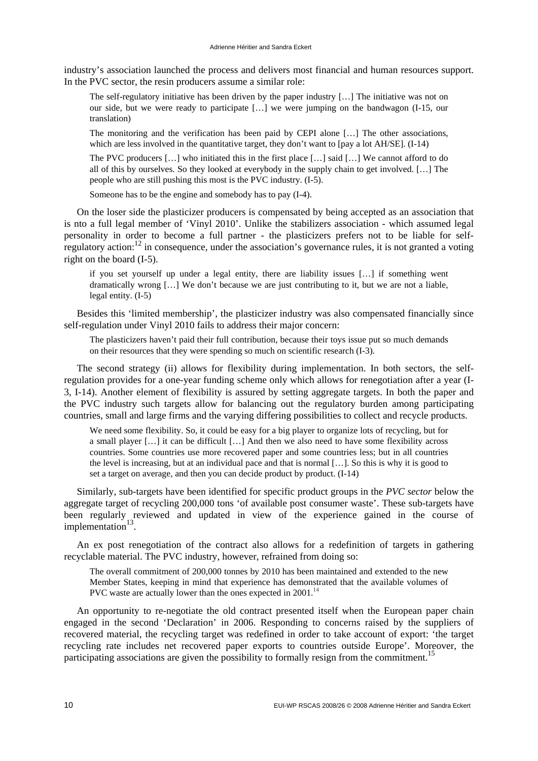industry's association launched the process and delivers most financial and human resources support. In the PVC sector, the resin producers assume a similar role:

> The self-regulatory initiative has been driven by the paper industry […] The initiative was not on our side, but we were ready to participate […] we were jumping on the bandwagon (I-15, our translation)
>
> The monitoring and the verification has been paid by CEPI alone […] The other associations, which are less involved in the quantitative target, they don't want to [pay a lot AH/SE]. (I-14)
>
> The PVC producers […] who initiated this in the first place […] said […] We cannot afford to do all of this by ourselves. So they looked at everybody in the supply chain to get involved. […] The people who are still pushing this most is the PVC industry. (I-5).
>
> Someone has to be the engine and somebody has to pay (I-4).

On the loser side the plasticizer producers is compensated by being accepted as an association that is nto a full legal member of 'Vinyl 2010'. Unlike the stabilizers association - which assumed legal personality in order to become a full partner - the plasticizers prefers not to be liable for self-regulatory action:[12] in consequence, under the association's governance rules, it is not granted a voting right on the board (I-5).

> if you set yourself up under a legal entity, there are liability issues […] if something went dramatically wrong […] We don't because we are just contributing to it, but we are not a liable, legal entity. (I-5)

Besides this 'limited membership', the plasticizer industry was also compensated financially since self-regulation under Vinyl 2010 fails to address their major concern:

> The plasticizers haven't paid their full contribution, because their toys issue put so much demands on their resources that they were spending so much on scientific research (I-3).

The second strategy (ii) allows for flexibility during implementation. In both sectors, the self-regulation provides for a one-year funding scheme only which allows for renegotiation after a year (I-3, I-14). Another element of flexibility is assured by setting aggregate targets. In both the paper and the PVC industry such targets allow for balancing out the regulatory burden among participating countries, small and large firms and the varying differing possibilities to collect and recycle products.

> We need some flexibility. So, it could be easy for a big player to organize lots of recycling, but for a small player […] it can be difficult […] And then we also need to have some flexibility across countries. Some countries use more recovered paper and some countries less; but in all countries the level is increasing, but at an individual pace and that is normal […]. So this is why it is good to set a target on average, and then you can decide product by product. (I-14)

Similarly, sub-targets have been identified for specific product groups in the *PVC sector* below the aggregate target of recycling 200,000 tons 'of available post consumer waste'. These sub-targets have been regularly reviewed and updated in view of the experience gained in the course of implementation[13].

An ex post renegotiation of the contract also allows for a redefinition of targets in gathering recyclable material. The PVC industry, however, refrained from doing so:

> The overall commitment of 200,000 tonnes by 2010 has been maintained and extended to the new Member States, keeping in mind that experience has demonstrated that the available volumes of PVC waste are actually lower than the ones expected in 2001.[14]

An opportunity to re-negotiate the old contract presented itself when the European paper chain engaged in the second 'Declaration' in 2006. Responding to concerns raised by the suppliers of recovered material, the recycling target was redefined in order to take account of export: 'the target recycling rate includes net recovered paper exports to countries outside Europe'. Moreover, the participating associations are given the possibility to formally resign from the commitment.[15]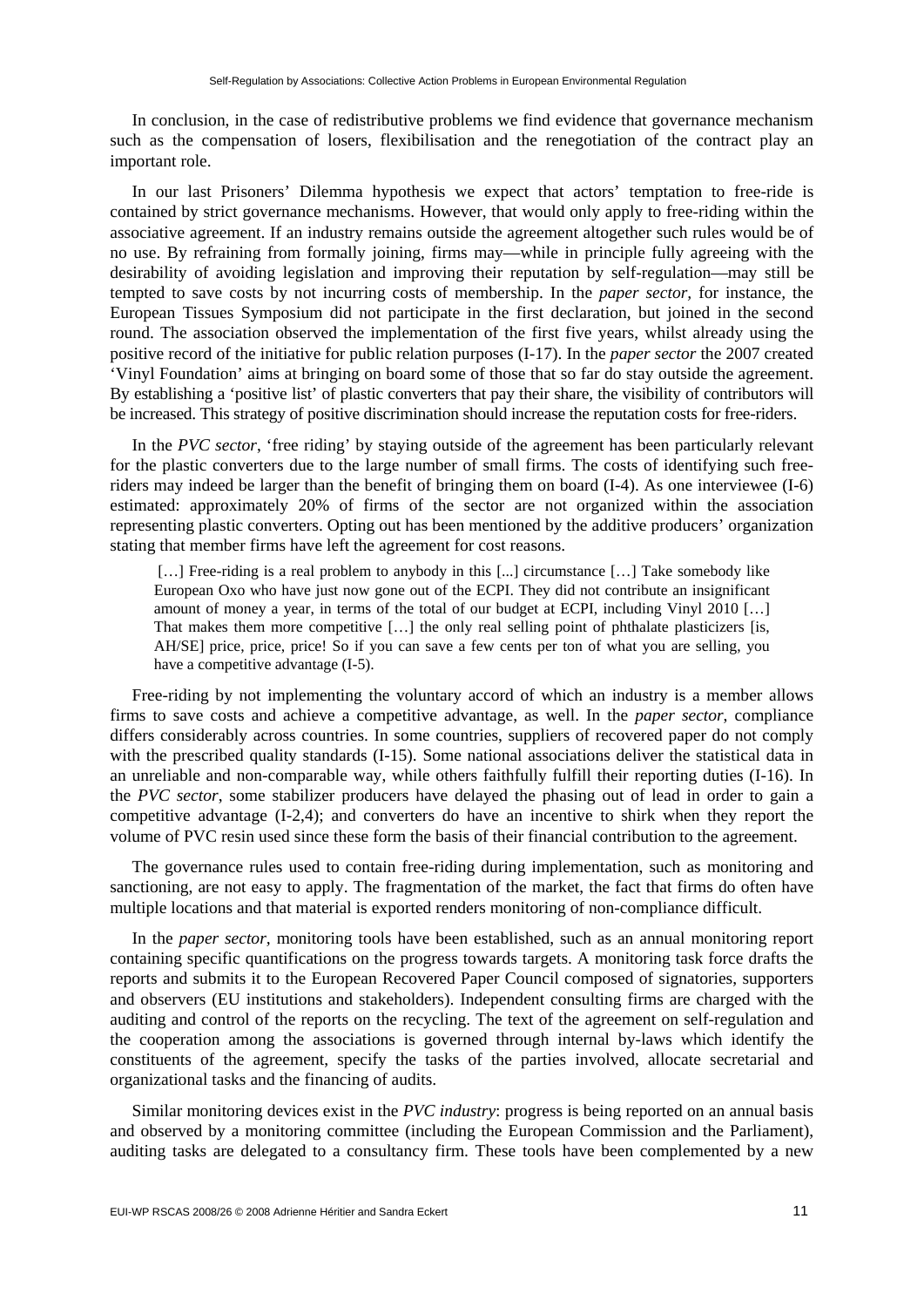In conclusion, in the case of redistributive problems we find evidence that governance mechanism such as the compensation of losers, flexibilisation and the renegotiation of the contract play an important role.

In our last Prisoners' Dilemma hypothesis we expect that actors' temptation to free-ride is contained by strict governance mechanisms. However, that would only apply to free-riding within the associative agreement. If an industry remains outside the agreement altogether such rules would be of no use. By refraining from formally joining, firms may—while in principle fully agreeing with the desirability of avoiding legislation and improving their reputation by self-regulation—may still be tempted to save costs by not incurring costs of membership. In the *paper sector,* for instance, the European Tissues Symposium did not participate in the first declaration, but joined in the second round. The association observed the implementation of the first five years, whilst already using the positive record of the initiative for public relation purposes (I-17). In the *paper sector* the 2007 created 'Vinyl Foundation' aims at bringing on board some of those that so far do stay outside the agreement. By establishing a 'positive list' of plastic converters that pay their share, the visibility of contributors will be increased. This strategy of positive discrimination should increase the reputation costs for free-riders.

In the *PVC sector*, 'free riding' by staying outside of the agreement has been particularly relevant for the plastic converters due to the large number of small firms. The costs of identifying such free-riders may indeed be larger than the benefit of bringing them on board (I-4). As one interviewee (I-6) estimated: approximately 20% of firms of the sector are not organized within the association representing plastic converters. Opting out has been mentioned by the additive producers' organization stating that member firms have left the agreement for cost reasons.

> […] Free-riding is a real problem to anybody in this [...] circumstance […] Take somebody like European Oxo who have just now gone out of the ECPI. They did not contribute an insignificant amount of money a year, in terms of the total of our budget at ECPI, including Vinyl 2010 […] That makes them more competitive […] the only real selling point of phthalate plasticizers [is, AH/SE] price, price, price! So if you can save a few cents per ton of what you are selling, you have a competitive advantage (I-5).

Free-riding by not implementing the voluntary accord of which an industry is a member allows firms to save costs and achieve a competitive advantage, as well. In the *paper sector*, compliance differs considerably across countries. In some countries, suppliers of recovered paper do not comply with the prescribed quality standards (I-15). Some national associations deliver the statistical data in an unreliable and non-comparable way, while others faithfully fulfill their reporting duties (I-16). In the *PVC sector*, some stabilizer producers have delayed the phasing out of lead in order to gain a competitive advantage (I-2,4); and converters do have an incentive to shirk when they report the volume of PVC resin used since these form the basis of their financial contribution to the agreement.

The governance rules used to contain free-riding during implementation, such as monitoring and sanctioning, are not easy to apply. The fragmentation of the market, the fact that firms do often have multiple locations and that material is exported renders monitoring of non-compliance difficult.

In the *paper sector,* monitoring tools have been established, such as an annual monitoring report containing specific quantifications on the progress towards targets. A monitoring task force drafts the reports and submits it to the European Recovered Paper Council composed of signatories, supporters and observers (EU institutions and stakeholders). Independent consulting firms are charged with the auditing and control of the reports on the recycling. The text of the agreement on self-regulation and the cooperation among the associations is governed through internal by-laws which identify the constituents of the agreement, specify the tasks of the parties involved, allocate secretarial and organizational tasks and the financing of audits.

Similar monitoring devices exist in the *PVC industry*: progress is being reported on an annual basis and observed by a monitoring committee (including the European Commission and the Parliament), auditing tasks are delegated to a consultancy firm. These tools have been complemented by a new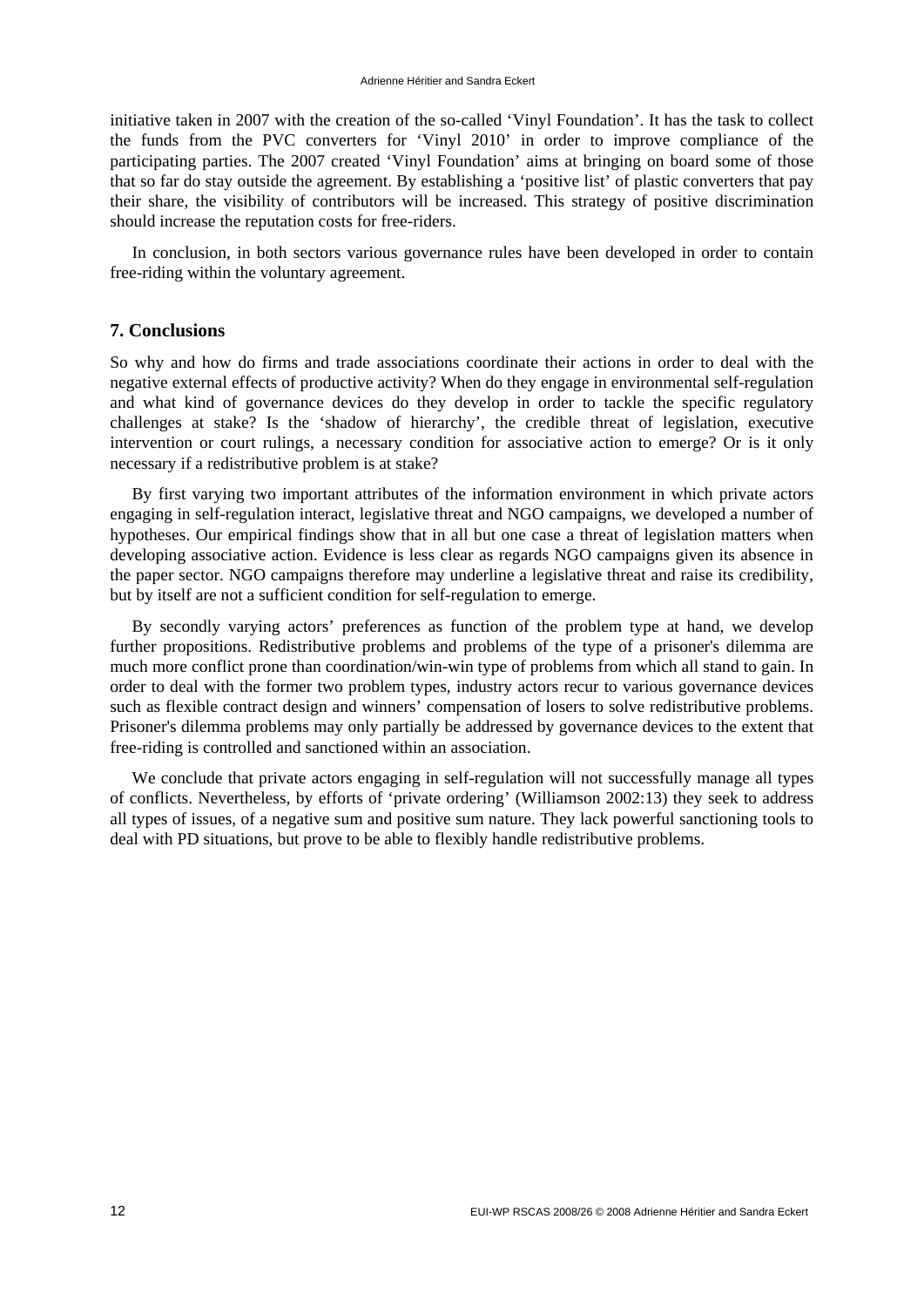initiative taken in 2007 with the creation of the so-called 'Vinyl Foundation'. It has the task to collect the funds from the PVC converters for 'Vinyl 2010' in order to improve compliance of the participating parties. The 2007 created 'Vinyl Foundation' aims at bringing on board some of those that so far do stay outside the agreement. By establishing a 'positive list' of plastic converters that pay their share, the visibility of contributors will be increased. This strategy of positive discrimination should increase the reputation costs for free-riders.

In conclusion, in both sectors various governance rules have been developed in order to contain free-riding within the voluntary agreement.

## 7. Conclusions

So why and how do firms and trade associations coordinate their actions in order to deal with the negative external effects of productive activity? When do they engage in environmental self-regulation and what kind of governance devices do they develop in order to tackle the specific regulatory challenges at stake? Is the 'shadow of hierarchy', the credible threat of legislation, executive intervention or court rulings, a necessary condition for associative action to emerge? Or is it only necessary if a redistributive problem is at stake?

By first varying two important attributes of the information environment in which private actors engaging in self-regulation interact, legislative threat and NGO campaigns, we developed a number of hypotheses. Our empirical findings show that in all but one case a threat of legislation matters when developing associative action. Evidence is less clear as regards NGO campaigns given its absence in the paper sector. NGO campaigns therefore may underline a legislative threat and raise its credibility, but by itself are not a sufficient condition for self-regulation to emerge.

By secondly varying actors' preferences as function of the problem type at hand, we develop further propositions. Redistributive problems and problems of the type of a prisoner's dilemma are much more conflict prone than coordination/win-win type of problems from which all stand to gain. In order to deal with the former two problem types, industry actors recur to various governance devices such as flexible contract design and winners' compensation of losers to solve redistributive problems. Prisoner's dilemma problems may only partially be addressed by governance devices to the extent that free-riding is controlled and sanctioned within an association.

We conclude that private actors engaging in self-regulation will not successfully manage all types of conflicts. Nevertheless, by efforts of 'private ordering' (Williamson 2002:13) they seek to address all types of issues, of a negative sum and positive sum nature. They lack powerful sanctioning tools to deal with PD situations, but prove to be able to flexibly handle redistributive problems.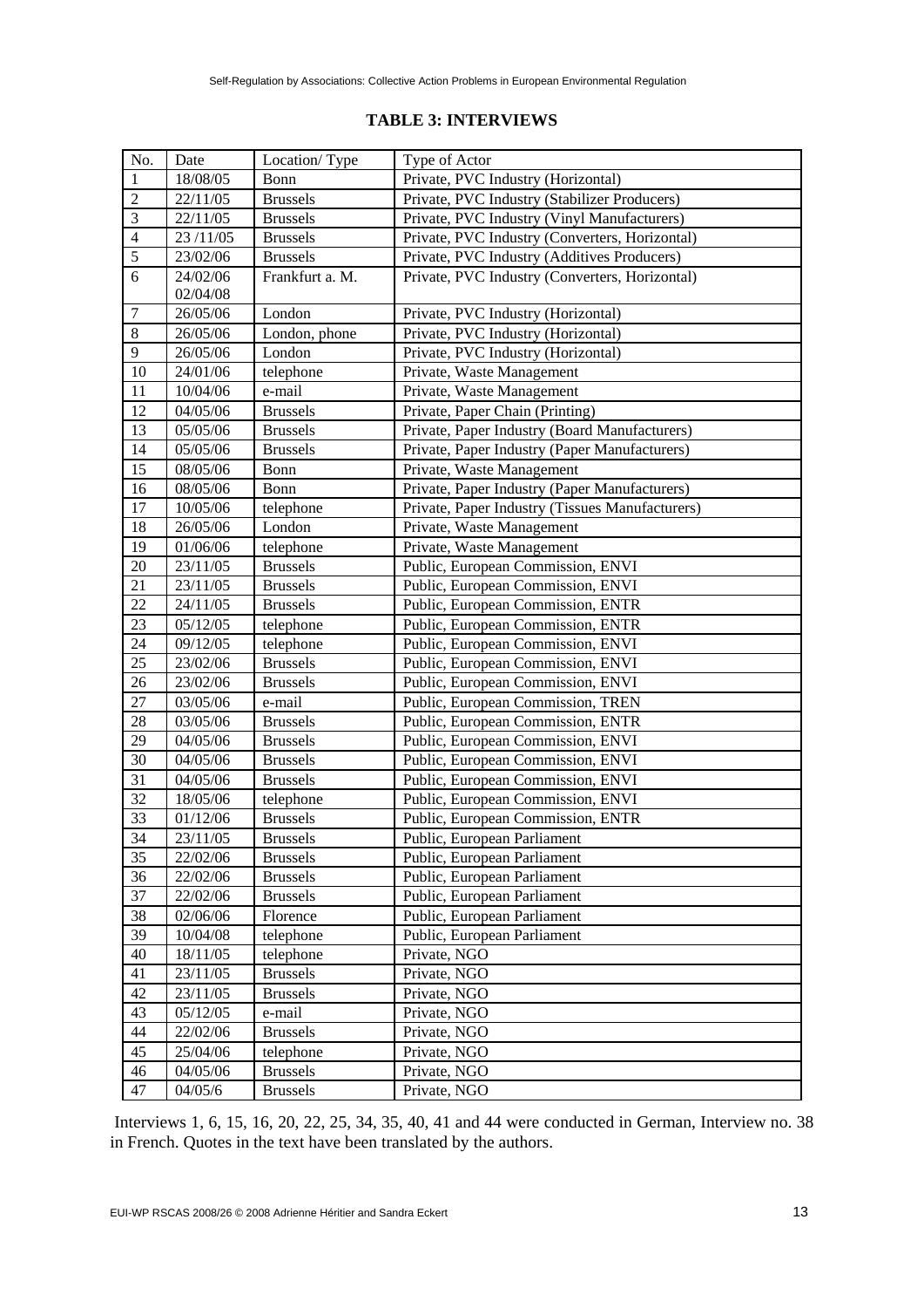**TABLE 3: INTERVIEWS**

| No. | Date | Location/ Type | Type of Actor |
|---|---|---|---|
| 1 | 18/08/05 | Bonn | Private, PVC Industry (Horizontal) |
| 2 | 22/11/05 | Brussels | Private, PVC Industry (Stabilizer Producers) |
| 3 | 22/11/05 | Brussels | Private, PVC Industry (Vinyl Manufacturers) |
| 4 | 23 /11/05 | Brussels | Private, PVC Industry (Converters, Horizontal) |
| 5 | 23/02/06 | Brussels | Private, PVC Industry (Additives Producers) |
| 6 | 24/02/06 02/04/08 | Frankfurt a. M. | Private, PVC Industry (Converters, Horizontal) |
| 7 | 26/05/06 | London | Private, PVC Industry (Horizontal) |
| 8 | 26/05/06 | London, phone | Private, PVC Industry (Horizontal) |
| 9 | 26/05/06 | London | Private, PVC Industry (Horizontal) |
| 10 | 24/01/06 | telephone | Private, Waste Management |
| 11 | 10/04/06 | e-mail | Private, Waste Management |
| 12 | 04/05/06 | Brussels | Private, Paper Chain (Printing) |
| 13 | 05/05/06 | Brussels | Private, Paper Industry (Board Manufacturers) |
| 14 | 05/05/06 | Brussels | Private, Paper Industry (Paper Manufacturers) |
| 15 | 08/05/06 | Bonn | Private, Waste Management |
| 16 | 08/05/06 | Bonn | Private, Paper Industry (Paper Manufacturers) |
| 17 | 10/05/06 | telephone | Private, Paper Industry (Tissues Manufacturers) |
| 18 | 26/05/06 | London | Private, Waste Management |
| 19 | 01/06/06 | telephone | Private, Waste Management |
| 20 | 23/11/05 | Brussels | Public, European Commission, ENVI |
| 21 | 23/11/05 | Brussels | Public, European Commission, ENVI |
| 22 | 24/11/05 | Brussels | Public, European Commission, ENTR |
| 23 | 05/12/05 | telephone | Public, European Commission, ENTR |
| 24 | 09/12/05 | telephone | Public, European Commission, ENVI |
| 25 | 23/02/06 | Brussels | Public, European Commission, ENVI |
| 26 | 23/02/06 | Brussels | Public, European Commission, ENVI |
| 27 | 03/05/06 | e-mail | Public, European Commission, TREN |
| 28 | 03/05/06 | Brussels | Public, European Commission, ENTR |
| 29 | 04/05/06 | Brussels | Public, European Commission, ENVI |
| 30 | 04/05/06 | Brussels | Public, European Commission, ENVI |
| 31 | 04/05/06 | Brussels | Public, European Commission, ENVI |
| 32 | 18/05/06 | telephone | Public, European Commission, ENVI |
| 33 | 01/12/06 | Brussels | Public, European Commission, ENTR |
| 34 | 23/11/05 | Brussels | Public, European Parliament |
| 35 | 22/02/06 | Brussels | Public, European Parliament |
| 36 | 22/02/06 | Brussels | Public, European Parliament |
| 37 | 22/02/06 | Brussels | Public, European Parliament |
| 38 | 02/06/06 | Florence | Public, European Parliament |
| 39 | 10/04/08 | telephone | Public, European Parliament |
| 40 | 18/11/05 | telephone | Private, NGO |
| 41 | 23/11/05 | Brussels | Private, NGO |
| 42 | 23/11/05 | Brussels | Private, NGO |
| 43 | 05/12/05 | e-mail | Private, NGO |
| 44 | 22/02/06 | Brussels | Private, NGO |
| 45 | 25/04/06 | telephone | Private, NGO |
| 46 | 04/05/06 | Brussels | Private, NGO |
| 47 | 04/05/6 | Brussels | Private, NGO |

Interviews 1, 6, 15, 16, 20, 22, 25, 34, 35, 40, 41 and 44 were conducted in German, Interview no. 38 in French. Quotes in the text have been translated by the authors.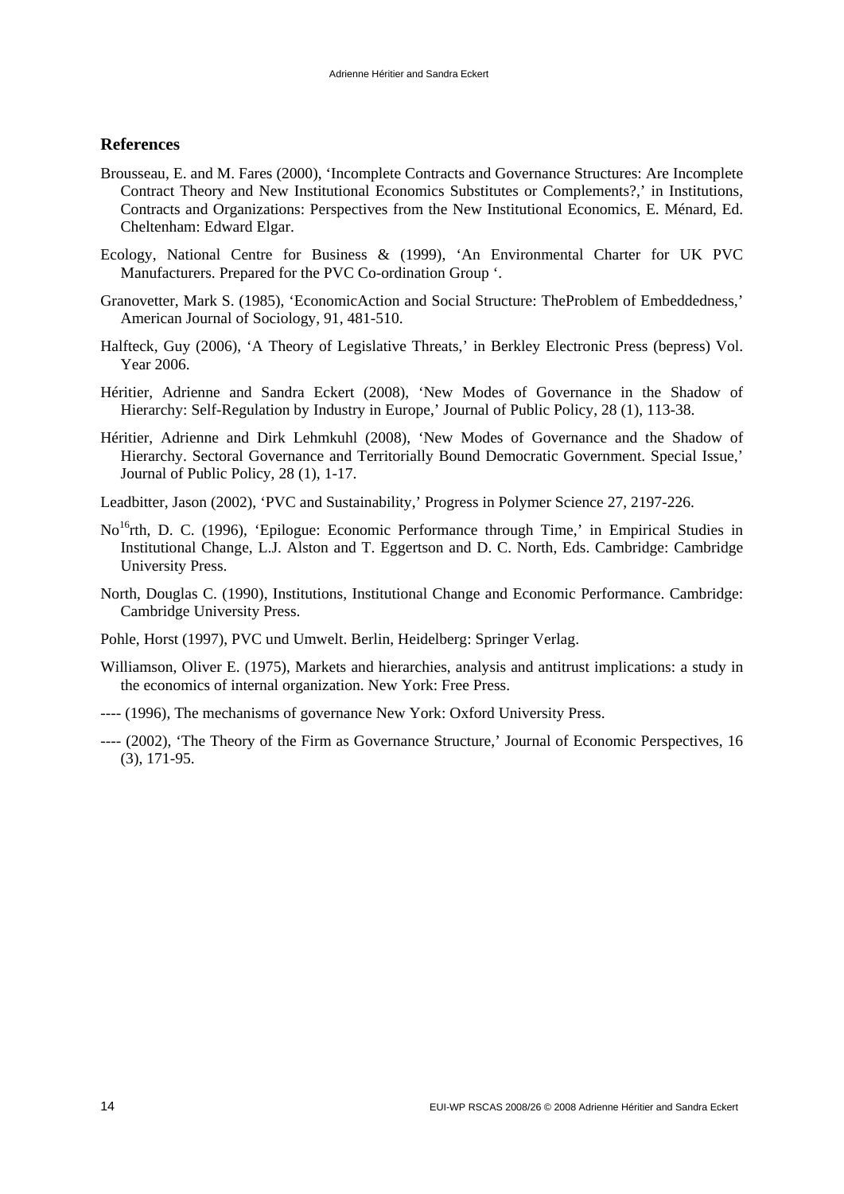## References

Brousseau, E. and M. Fares (2000), 'Incomplete Contracts and Governance Structures: Are Incomplete Contract Theory and New Institutional Economics Substitutes or Complements?,' in Institutions, Contracts and Organizations: Perspectives from the New Institutional Economics, E. Ménard, Ed. Cheltenham: Edward Elgar.

Ecology, National Centre for Business & (1999), 'An Environmental Charter for UK PVC Manufacturers. Prepared for the PVC Co-ordination Group '.

Granovetter, Mark S. (1985), 'EconomicAction and Social Structure: TheProblem of Embeddedness,' American Journal of Sociology, 91, 481-510.

Halfteck, Guy (2006), 'A Theory of Legislative Threats,' in Berkley Electronic Press (bepress) Vol. Year 2006.

Héritier, Adrienne and Sandra Eckert (2008), 'New Modes of Governance in the Shadow of Hierarchy: Self-Regulation by Industry in Europe,' Journal of Public Policy, 28 (1), 113-38.

Héritier, Adrienne and Dirk Lehmkuhl (2008), 'New Modes of Governance and the Shadow of Hierarchy. Sectoral Governance and Territorially Bound Democratic Government. Special Issue,' Journal of Public Policy, 28 (1), 1-17.

Leadbitter, Jason (2002), 'PVC and Sustainability,' Progress in Polymer Science 27, 2197-226.

No[16]rth, D. C. (1996), 'Epilogue: Economic Performance through Time,' in Empirical Studies in Institutional Change, L.J. Alston and T. Eggertson and D. C. North, Eds. Cambridge: Cambridge University Press.

North, Douglas C. (1990), Institutions, Institutional Change and Economic Performance. Cambridge: Cambridge University Press.

Pohle, Horst (1997), PVC und Umwelt. Berlin, Heidelberg: Springer Verlag.

Williamson, Oliver E. (1975), Markets and hierarchies, analysis and antitrust implications: a study in the economics of internal organization. New York: Free Press.

---- (1996), The mechanisms of governance New York: Oxford University Press.

---- (2002), 'The Theory of the Firm as Governance Structure,' Journal of Economic Perspectives, 16 (3), 171-95.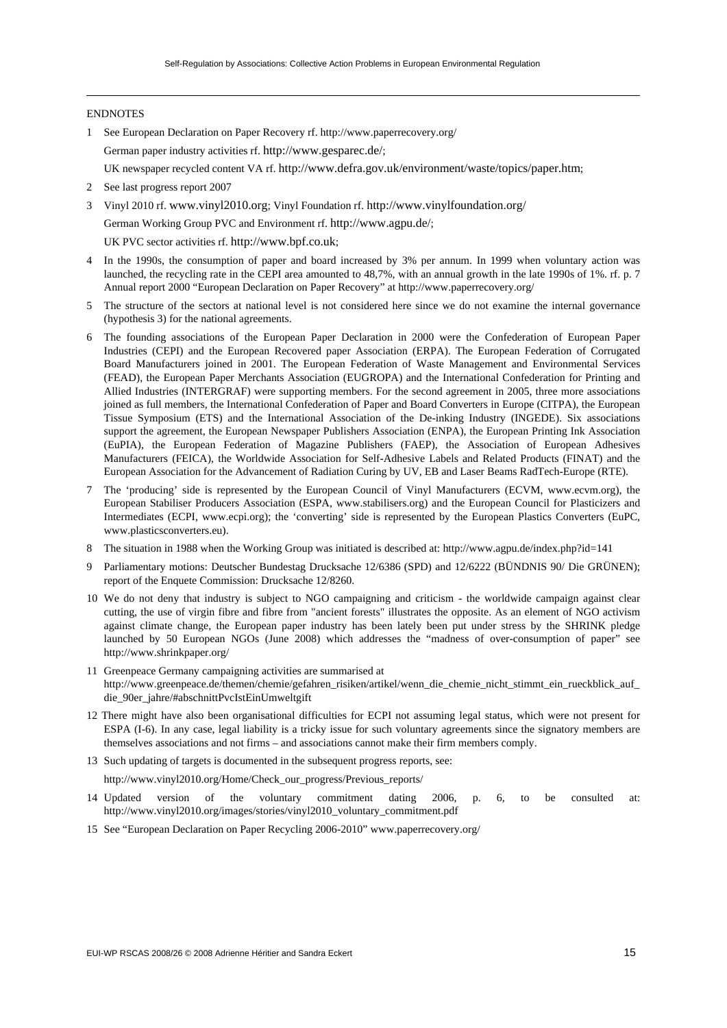ENDNOTES

1 See European Declaration on Paper Recovery rf. http://www.paperrecovery.org/

German paper industry activities rf. http://www.gesparec.de/;

UK newspaper recycled content VA rf. http://www.defra.gov.uk/environment/waste/topics/paper.htm;

2 See last progress report 2007

3 Vinyl 2010 rf. www.vinyl2010.org; Vinyl Foundation rf. http://www.vinylfoundation.org/

German Working Group PVC and Environment rf. http://www.agpu.de/;

UK PVC sector activities rf. http://www.bpf.co.uk;

4 In the 1990s, the consumption of paper and board increased by 3% per annum. In 1999 when voluntary action was launched, the recycling rate in the CEPI area amounted to 48,7%, with an annual growth in the late 1990s of 1%. rf. p. 7 Annual report 2000 "European Declaration on Paper Recovery" at http://www.paperrecovery.org/

5 The structure of the sectors at national level is not considered here since we do not examine the internal governance (hypothesis 3) for the national agreements.

6 The founding associations of the European Paper Declaration in 2000 were the Confederation of European Paper Industries (CEPI) and the European Recovered paper Association (ERPA). The European Federation of Corrugated Board Manufacturers joined in 2001. The European Federation of Waste Management and Environmental Services (FEAD), the European Paper Merchants Association (EUGROPA) and the International Confederation for Printing and Allied Industries (INTERGRAF) were supporting members. For the second agreement in 2005, three more associations joined as full members, the International Confederation of Paper and Board Converters in Europe (CITPA), the European Tissue Symposium (ETS) and the International Association of the De-inking Industry (INGEDE). Six associations support the agreement, the European Newspaper Publishers Association (ENPA), the European Printing Ink Association (EuPIA), the European Federation of Magazine Publishers (FAEP), the Association of European Adhesives Manufacturers (FEICA), the Worldwide Association for Self-Adhesive Labels and Related Products (FINAT) and the European Association for the Advancement of Radiation Curing by UV, EB and Laser Beams RadTech-Europe (RTE).

7 The 'producing' side is represented by the European Council of Vinyl Manufacturers (ECVM, www.ecvm.org), the European Stabiliser Producers Association (ESPA, www.stabilisers.org) and the European Council for Plasticizers and Intermediates (ECPI, www.ecpi.org); the 'converting' side is represented by the European Plastics Converters (EuPC, www.plasticsconverters.eu).

8 The situation in 1988 when the Working Group was initiated is described at: http://www.agpu.de/index.php?id=141

9 Parliamentary motions: Deutscher Bundestag Drucksache 12/6386 (SPD) and 12/6222 (BÜNDNIS 90/ Die GRÜNEN); report of the Enquete Commission: Drucksache 12/8260.

10 We do not deny that industry is subject to NGO campaigning and criticism - the worldwide campaign against clear cutting, the use of virgin fibre and fibre from "ancient forests" illustrates the opposite. As an element of NGO activism against climate change, the European paper industry has been lately been put under stress by the SHRINK pledge launched by 50 European NGOs (June 2008) which addresses the "madness of over-consumption of paper" see http://www.shrinkpaper.org/

11 Greenpeace Germany campaigning activities are summarised at http://www.greenpeace.de/themen/chemie/gefahren_risiken/artikel/wenn_die_chemie_nicht_stimmt_ein_rueckblick_auf_die_90er_jahre/#abschnittPvcIstEinUmweltgift

12 There might have also been organisational difficulties for ECPI not assuming legal status, which were not present for ESPA (I-6). In any case, legal liability is a tricky issue for such voluntary agreements since the signatory members are themselves associations and not firms – and associations cannot make their firm members comply.

13 Such updating of targets is documented in the subsequent progress reports, see:

http://www.vinyl2010.org/Home/Check_our_progress/Previous_reports/

14 Updated version of the voluntary commitment dating 2006, p. 6, to be consulted at: http://www.vinyl2010.org/images/stories/vinyl2010_voluntary_commitment.pdf

15 See "European Declaration on Paper Recycling 2006-2010" www.paperrecovery.org/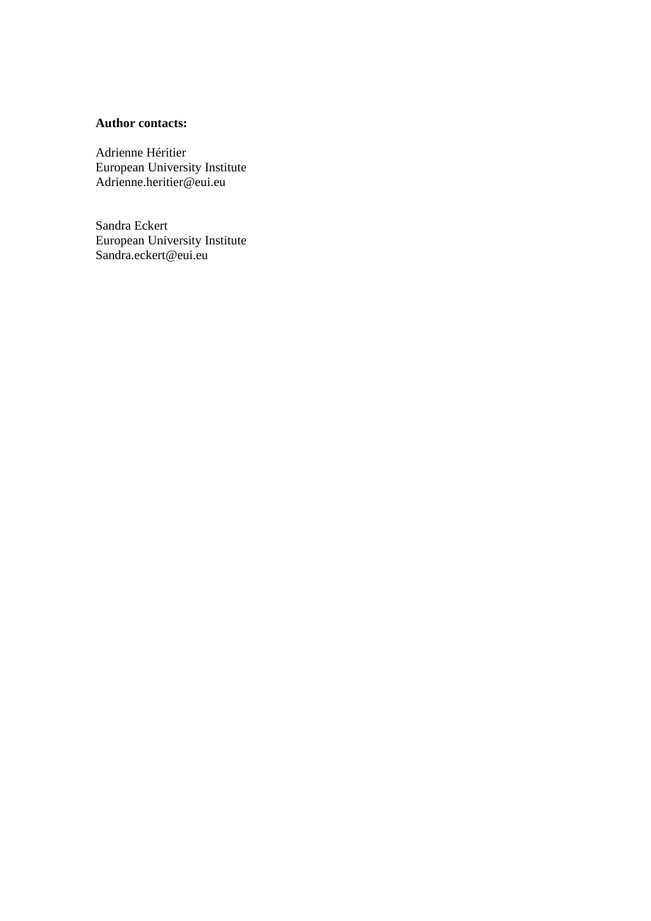**Author contacts:**

Adrienne Héritier
European University Institute
Adrienne.heritier@eui.eu

Sandra Eckert
European University Institute
Sandra.eckert@eui.eu